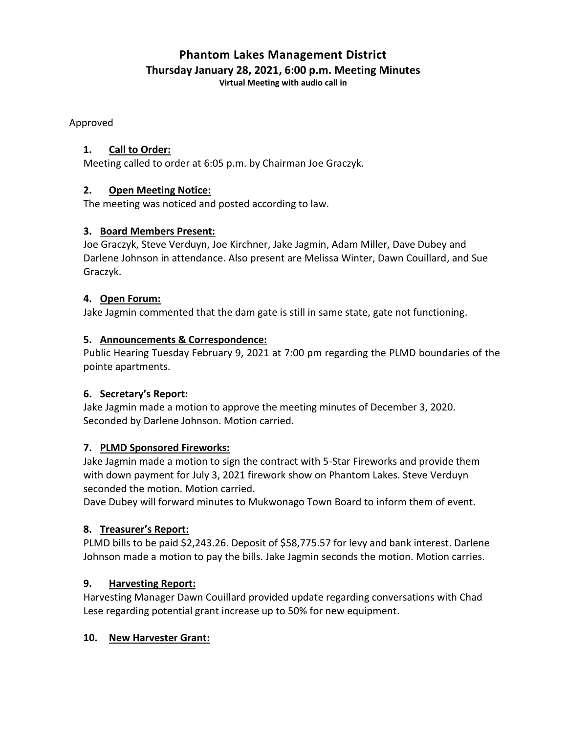# Phantom Lakes Management District

## Thursday January 28, 2021, 6:00 p.m. Meeting Minutes

**Virtual Meeting with audio call in**

Approved

### 1. Call to Order:

Meeting called to order at 6:05 p.m. by Chairman Joe Graczyk.

### 2. Open Meeting Notice:

The meeting was noticed and posted according to law.

### 3. Board Members Present:

Joe Graczyk, Steve Verduyn, Joe Kirchner, Jake Jagmin, Adam Miller, Dave Dubey and Darlene Johnson in attendance. Also present are Melissa Winter, Dawn Couillard, and Sue Graczyk.

### 4. Open Forum:

Jake Jagmin commented that the dam gate is still in same state, gate not functioning.

### 5. Announcements & Correspondence:

Public Hearing Tuesday February 9, 2021 at 7:00 pm regarding the PLMD boundaries of the pointe apartments.

### 6. Secretary's Report:

Jake Jagmin made a motion to approve the meeting minutes of December 3, 2020. Seconded by Darlene Johnson. Motion carried.

### 7. PLMD Sponsored Fireworks:

Jake Jagmin made a motion to sign the contract with 5-Star Fireworks and provide them with down payment for July 3, 2021 firework show on Phantom Lakes. Steve Verduyn seconded the motion. Motion carried.

Dave Dubey will forward minutes to Mukwonago Town Board to inform them of event.

### 8. Treasurer's Report:

PLMD bills to be paid $2,243.26. Deposit of $58,775.57 for levy and bank interest. Darlene Johnson made a motion to pay the bills. Jake Jagmin seconds the motion. Motion carries.

### 9. Harvesting Report:

Harvesting Manager Dawn Couillard provided update regarding conversations with Chad Lese regarding potential grant increase up to 50% for new equipment.

### 10. New Harvester Grant: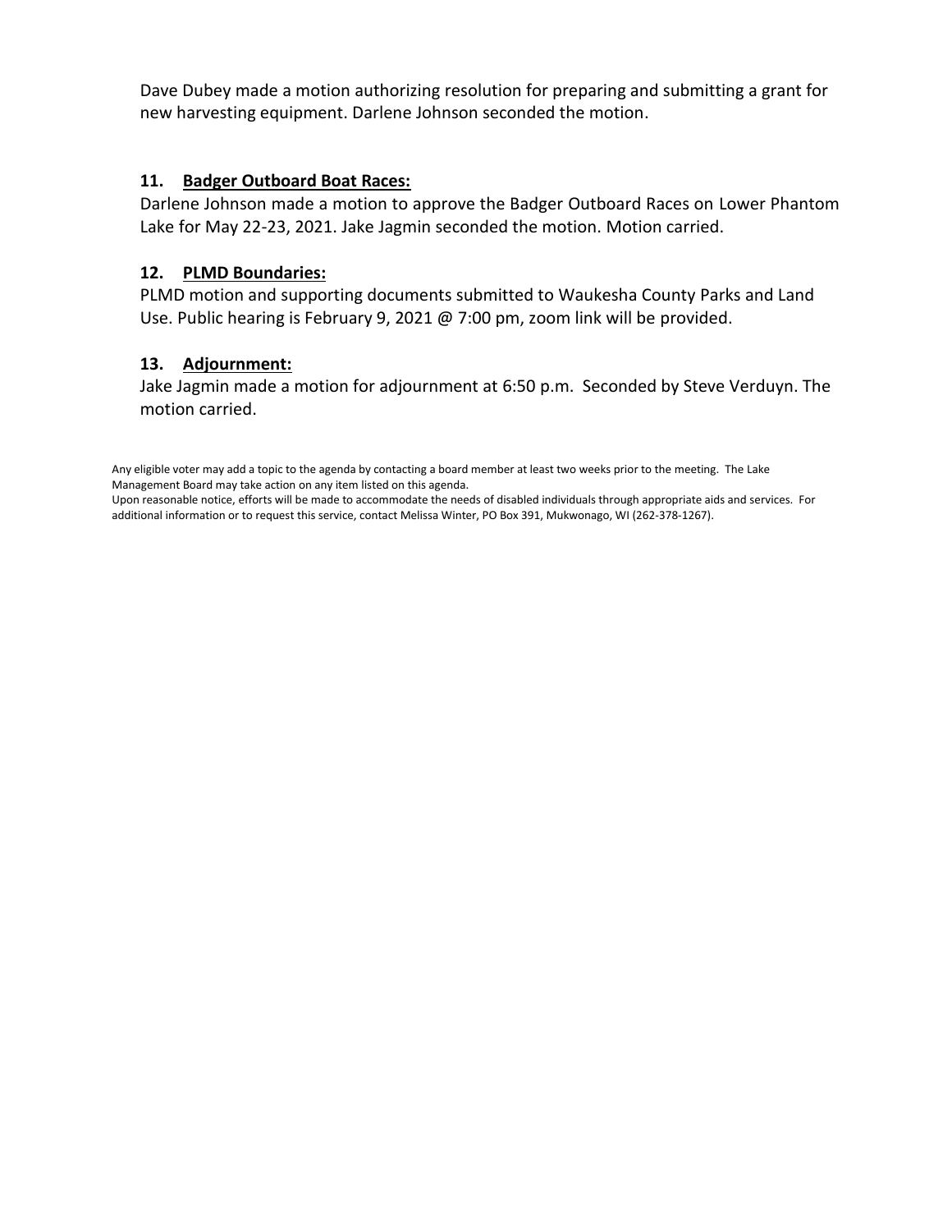Dave Dubey made a motion authorizing resolution for preparing and submitting a grant for new harvesting equipment. Darlene Johnson seconded the motion.

**11. Badger Outboard Boat Races:**

Darlene Johnson made a motion to approve the Badger Outboard Races on Lower Phantom Lake for May 22-23, 2021. Jake Jagmin seconded the motion. Motion carried.

**12. PLMD Boundaries:**

PLMD motion and supporting documents submitted to Waukesha County Parks and Land Use. Public hearing is February 9, 2021 @ 7:00 pm, zoom link will be provided.

**13. Adjournment:**

Jake Jagmin made a motion for adjournment at 6:50 p.m. Seconded by Steve Verduyn. The motion carried.

Any eligible voter may add a topic to the agenda by contacting a board member at least two weeks prior to the meeting. The Lake Management Board may take action on any item listed on this agenda.

Upon reasonable notice, efforts will be made to accommodate the needs of disabled individuals through appropriate aids and services. For additional information or to request this service, contact Melissa Winter, PO Box 391, Mukwonago, WI (262-378-1267).